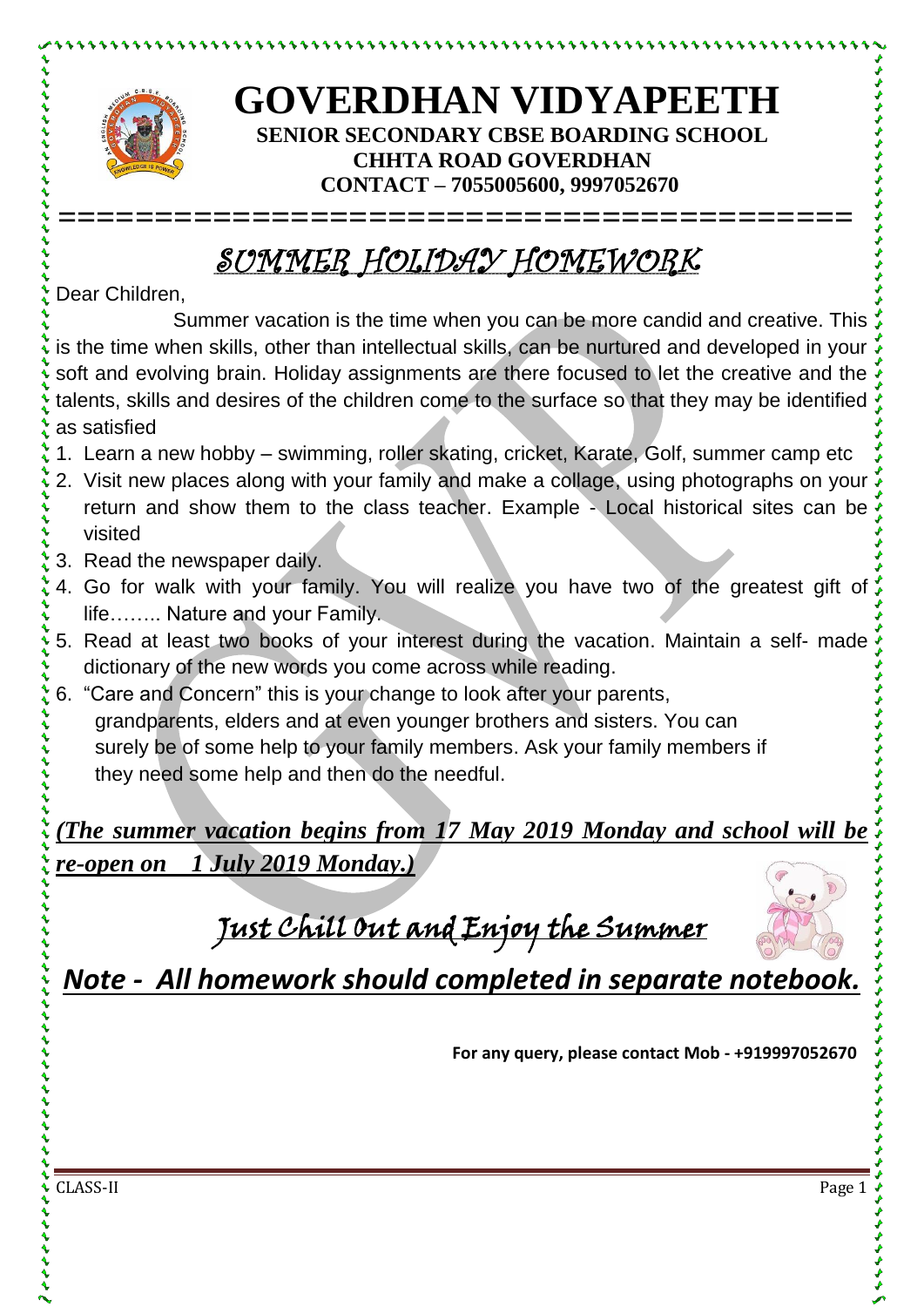# GOVERDHAN VIDYAPEETH

**SENIOR SECONDARY CBSE BOARDING SCHOOL**
**CHHTA ROAD GOVERDHAN**
**CONTACT – 7055005600, 9997052670**

## SUMMER HOLIDAY HOMEWORK

Dear Children,

Summer vacation is the time when you can be more candid and creative. This is the time when skills, other than intellectual skills, can be nurtured and developed in your soft and evolving brain. Holiday assignments are there focused to let the creative and the talents, skills and desires of the children come to the surface so that they may be identified as satisfied

1. Learn a new hobby – swimming, roller skating, cricket, Karate, Golf, summer camp etc
2. Visit new places along with your family and make a collage, using photographs on your return and show them to the class teacher. Example - Local historical sites can be visited
3. Read the newspaper daily.
4. Go for walk with your family. You will realize you have two of the greatest gift of life…….. Nature and your Family.
5. Read at least two books of your interest during the vacation. Maintain a self- made dictionary of the new words you come across while reading.
6. "Care and Concern" this is your change to look after your parents, grandparents, elders and at even younger brothers and sisters. You can surely be of some help to your family members. Ask your family members if they need some help and then do the needful.

***(The summer vacation begins from 17 May 2019 Monday and school will be re-open on 1 July 2019 Monday.)***

## Just Chill Out and Enjoy the Summer

***Note - All homework should completed in separate notebook.***

**For any query, please contact Mob - +919997052670**

CLASS-II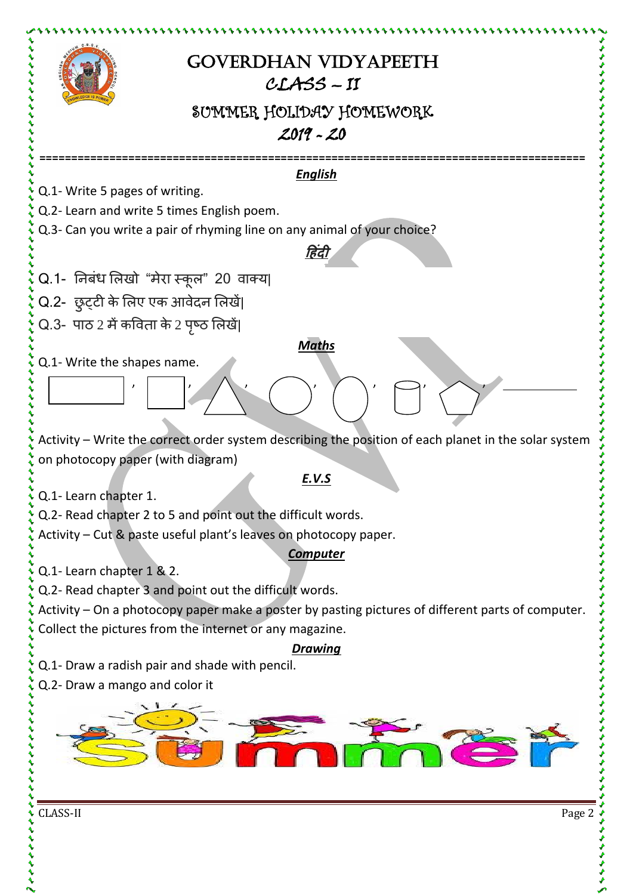# GOVERDHAN VIDYAPEETH

## CLASS – II

## SUMMER HOLIDAY HOMEWORK

## 2019 - 20

### *English*

Q.1- Write 5 pages of writing.

Q.2- Learn and write 5 times English poem.

Q.3- Can you write a pair of rhyming line on any animal of your choice?

### *हिंदी*

Q.1- निबंध लिखो "मेरा स्कूल" 20 वाक्य|

Q.2- छुट्टी के लिए एक आवेदन लिखें|

Q.3- पाठ 2 में कविता के 2 पृष्ठ लिखें|

### *Maths*

Q.1- Write the shapes name.

, , , , , , , ________

Activity – Write the correct order system describing the position of each planet in the solar system on photocopy paper (with diagram)

### *E.V.S*

Q.1- Learn chapter 1.

Q.2- Read chapter 2 to 5 and point out the difficult words.

Activity – Cut & paste useful plant's leaves on photocopy paper.

### *Computer*

Q.1- Learn chapter 1 & 2.

Q.2- Read chapter 3 and point out the difficult words.

Activity – On a photocopy paper make a poster by pasting pictures of different parts of computer. Collect the pictures from the internet or any magazine.

### *Drawing*

Q.1- Draw a radish pair and shade with pencil.

Q.2- Draw a mango and color it